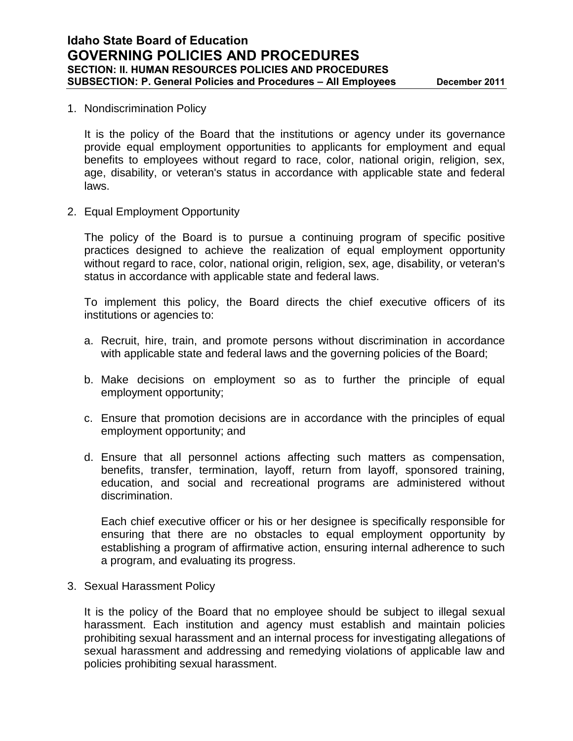# Idaho State Board of Education
# GOVERNING POLICIES AND PROCEDURES
### SECTION: II. HUMAN RESOURCES POLICIES AND PROCEDURES
### SUBSECTION: P. General Policies and Procedures – All Employees

December 2011

1. Nondiscrimination Policy

   It is the policy of the Board that the institutions or agency under its governance provide equal employment opportunities to applicants for employment and equal benefits to employees without regard to race, color, national origin, religion, sex, age, disability, or veteran's status in accordance with applicable state and federal laws.

2. Equal Employment Opportunity

   The policy of the Board is to pursue a continuing program of specific positive practices designed to achieve the realization of equal employment opportunity without regard to race, color, national origin, religion, sex, age, disability, or veteran's status in accordance with applicable state and federal laws.

   To implement this policy, the Board directs the chief executive officers of its institutions or agencies to:

   a. Recruit, hire, train, and promote persons without discrimination in accordance with applicable state and federal laws and the governing policies of the Board;

   b. Make decisions on employment so as to further the principle of equal employment opportunity;

   c. Ensure that promotion decisions are in accordance with the principles of equal employment opportunity; and

   d. Ensure that all personnel actions affecting such matters as compensation, benefits, transfer, termination, layoff, return from layoff, sponsored training, education, and social and recreational programs are administered without discrimination.

      Each chief executive officer or his or her designee is specifically responsible for ensuring that there are no obstacles to equal employment opportunity by establishing a program of affirmative action, ensuring internal adherence to such a program, and evaluating its progress.

3. Sexual Harassment Policy

   It is the policy of the Board that no employee should be subject to illegal sexual harassment. Each institution and agency must establish and maintain policies prohibiting sexual harassment and an internal process for investigating allegations of sexual harassment and addressing and remedying violations of applicable law and policies prohibiting sexual harassment.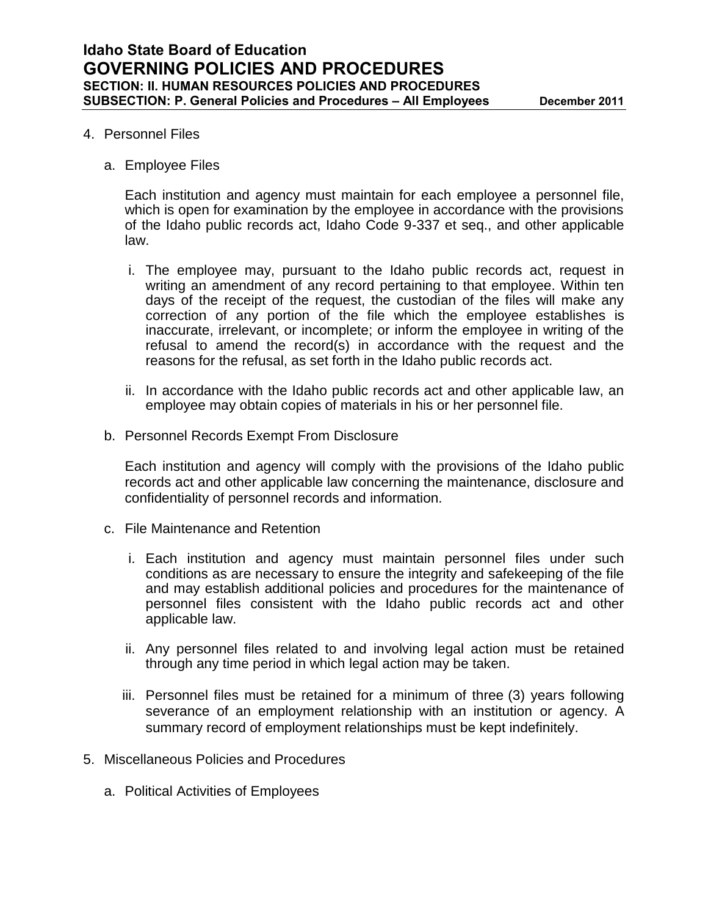4. Personnel Files

   a. Employee Files

      Each institution and agency must maintain for each employee a personnel file, which is open for examination by the employee in accordance with the provisions of the Idaho public records act, Idaho Code 9-337 et seq., and other applicable law.

      i. The employee may, pursuant to the Idaho public records act, request in writing an amendment of any record pertaining to that employee. Within ten days of the receipt of the request, the custodian of the files will make any correction of any portion of the file which the employee establishes is inaccurate, irrelevant, or incomplete; or inform the employee in writing of the refusal to amend the record(s) in accordance with the request and the reasons for the refusal, as set forth in the Idaho public records act.

      ii. In accordance with the Idaho public records act and other applicable law, an employee may obtain copies of materials in his or her personnel file.

   b. Personnel Records Exempt From Disclosure

      Each institution and agency will comply with the provisions of the Idaho public records act and other applicable law concerning the maintenance, disclosure and confidentiality of personnel records and information.

   c. File Maintenance and Retention

      i. Each institution and agency must maintain personnel files under such conditions as are necessary to ensure the integrity and safekeeping of the file and may establish additional policies and procedures for the maintenance of personnel files consistent with the Idaho public records act and other applicable law.

      ii. Any personnel files related to and involving legal action must be retained through any time period in which legal action may be taken.

      iii. Personnel files must be retained for a minimum of three (3) years following severance of an employment relationship with an institution or agency. A summary record of employment relationships must be kept indefinitely.

5. Miscellaneous Policies and Procedures

   a. Political Activities of Employees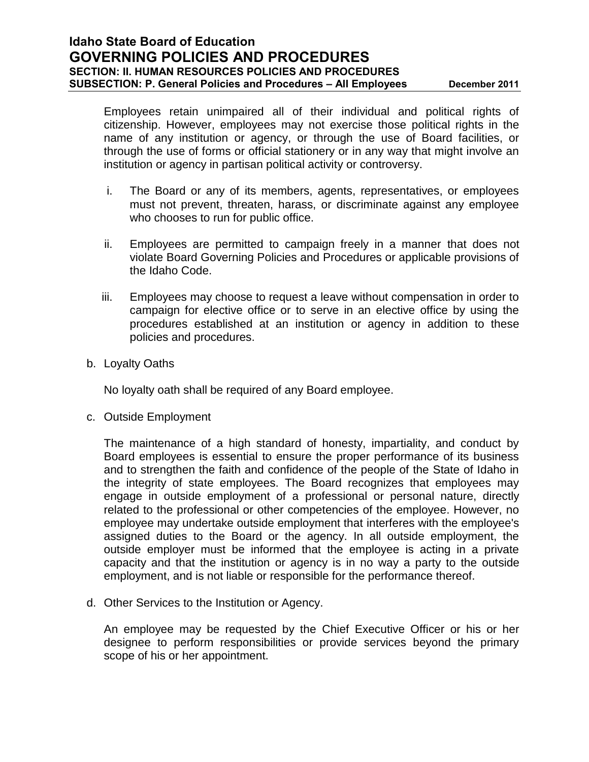Employees retain unimpaired all of their individual and political rights of citizenship. However, employees may not exercise those political rights in the name of any institution or agency, or through the use of Board facilities, or through the use of forms or official stationery or in any way that might involve an institution or agency in partisan political activity or controversy.

i. The Board or any of its members, agents, representatives, or employees must not prevent, threaten, harass, or discriminate against any employee who chooses to run for public office.

ii. Employees are permitted to campaign freely in a manner that does not violate Board Governing Policies and Procedures or applicable provisions of the Idaho Code.

iii. Employees may choose to request a leave without compensation in order to campaign for elective office or to serve in an elective office by using the procedures established at an institution or agency in addition to these policies and procedures.

b. Loyalty Oaths

No loyalty oath shall be required of any Board employee.

c. Outside Employment

The maintenance of a high standard of honesty, impartiality, and conduct by Board employees is essential to ensure the proper performance of its business and to strengthen the faith and confidence of the people of the State of Idaho in the integrity of state employees. The Board recognizes that employees may engage in outside employment of a professional or personal nature, directly related to the professional or other competencies of the employee. However, no employee may undertake outside employment that interferes with the employee's assigned duties to the Board or the agency. In all outside employment, the outside employer must be informed that the employee is acting in a private capacity and that the institution or agency is in no way a party to the outside employment, and is not liable or responsible for the performance thereof.

d. Other Services to the Institution or Agency.

An employee may be requested by the Chief Executive Officer or his or her designee to perform responsibilities or provide services beyond the primary scope of his or her appointment.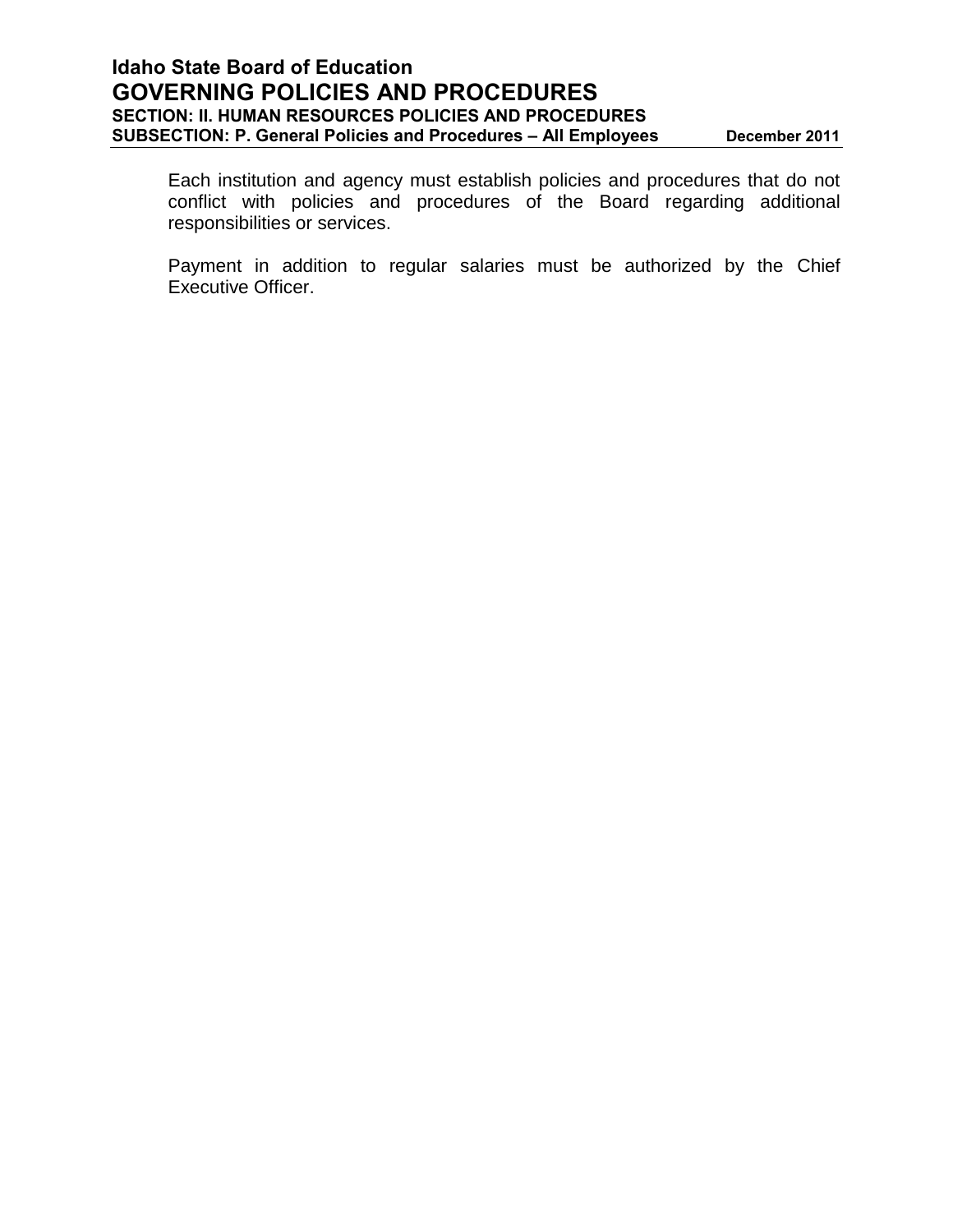Each institution and agency must establish policies and procedures that do not conflict with policies and procedures of the Board regarding additional responsibilities or services.

Payment in addition to regular salaries must be authorized by the Chief Executive Officer.